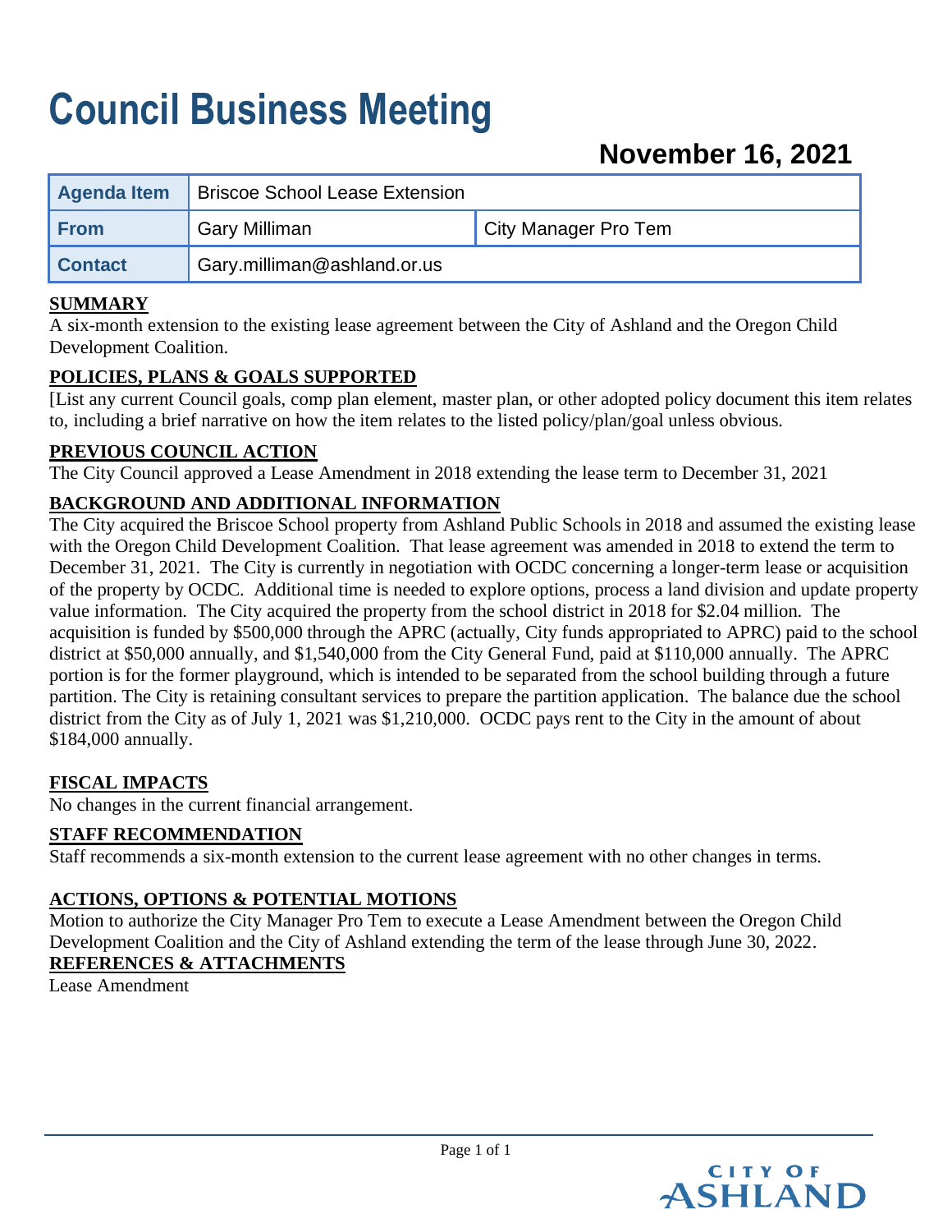# Council Business Meeting

## November 16, 2021

| Agenda Item | Briscoe School Lease Extension | |
|---|---|---|
| From | Gary Milliman | City Manager Pro Tem |
| Contact | Gary.milliman@ashland.or.us | |

**SUMMARY**

A six-month extension to the existing lease agreement between the City of Ashland and the Oregon Child Development Coalition.

**POLICIES, PLANS & GOALS SUPPORTED**

[List any current Council goals, comp plan element, master plan, or other adopted policy document this item relates to, including a brief narrative on how the item relates to the listed policy/plan/goal unless obvious.

**PREVIOUS COUNCIL ACTION**

The City Council approved a Lease Amendment in 2018 extending the lease term to December 31, 2021

**BACKGROUND AND ADDITIONAL INFORMATION**

The City acquired the Briscoe School property from Ashland Public Schools in 2018 and assumed the existing lease with the Oregon Child Development Coalition. That lease agreement was amended in 2018 to extend the term to December 31, 2021. The City is currently in negotiation with OCDC concerning a longer-term lease or acquisition of the property by OCDC. Additional time is needed to explore options, process a land division and update property value information. The City acquired the property from the school district in 2018 for $2.04 million. The acquisition is funded by $500,000 through the APRC (actually, City funds appropriated to APRC) paid to the school district at $50,000 annually, and $1,540,000 from the City General Fund, paid at $110,000 annually. The APRC portion is for the former playground, which is intended to be separated from the school building through a future partition. The City is retaining consultant services to prepare the partition application. The balance due the school district from the City as of July 1, 2021 was $1,210,000. OCDC pays rent to the City in the amount of about $184,000 annually.

**FISCAL IMPACTS**

No changes in the current financial arrangement.

**STAFF RECOMMENDATION**

Staff recommends a six-month extension to the current lease agreement with no other changes in terms.

**ACTIONS, OPTIONS & POTENTIAL MOTIONS**

Motion to authorize the City Manager Pro Tem to execute a Lease Amendment between the Oregon Child Development Coalition and the City of Ashland extending the term of the lease through June 30, 2022.

**REFERENCES & ATTACHMENTS**

Lease Amendment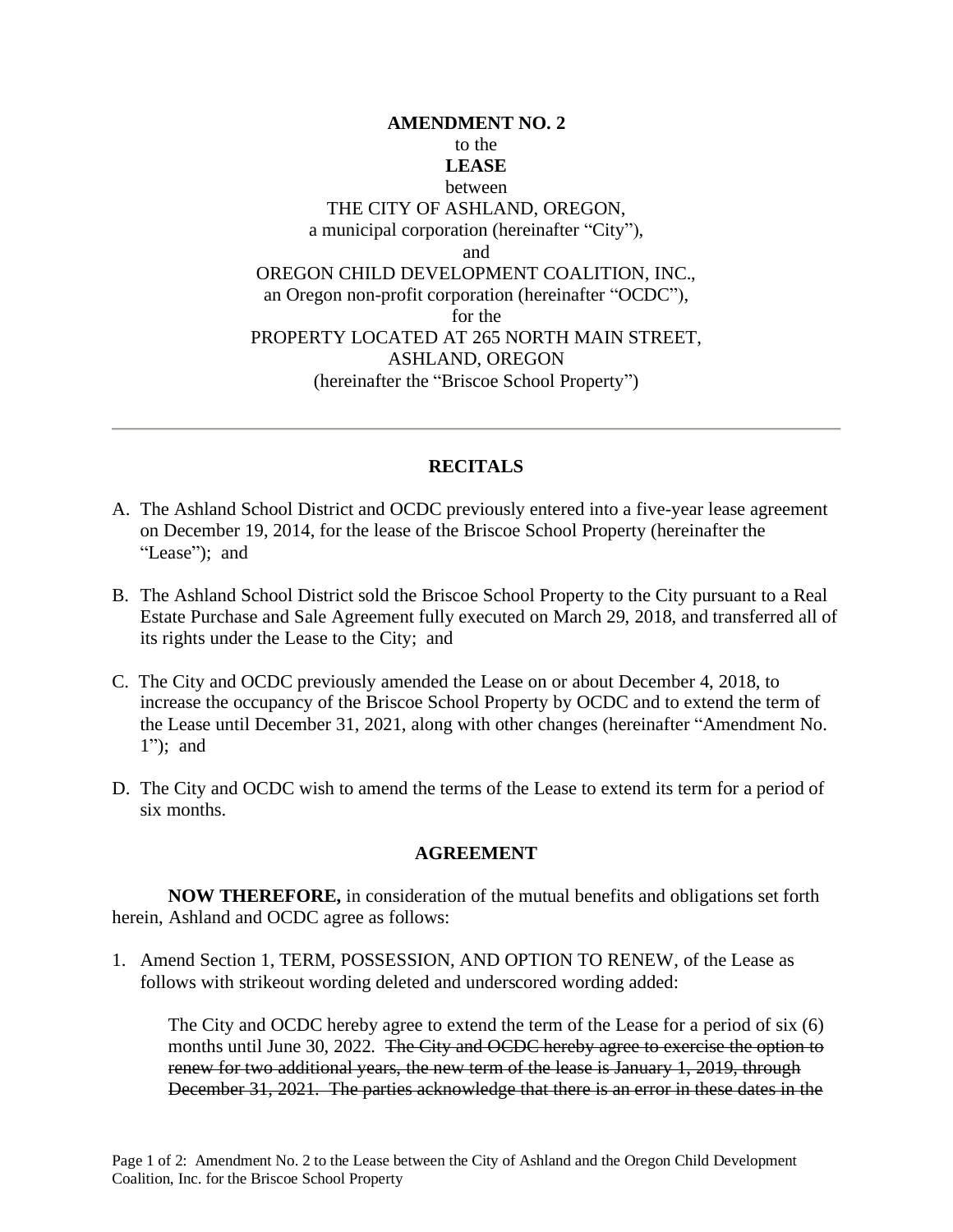**AMENDMENT NO. 2**
to the
**LEASE**
between
THE CITY OF ASHLAND, OREGON,
a municipal corporation (hereinafter "City"),
and
OREGON CHILD DEVELOPMENT COALITION, INC.,
an Oregon non-profit corporation (hereinafter "OCDC"),
for the
PROPERTY LOCATED AT 265 NORTH MAIN STREET,
ASHLAND, OREGON
(hereinafter the "Briscoe School Property")

---

## RECITALS

A. The Ashland School District and OCDC previously entered into a five-year lease agreement on December 19, 2014, for the lease of the Briscoe School Property (hereinafter the "Lease"); and

B. The Ashland School District sold the Briscoe School Property to the City pursuant to a Real Estate Purchase and Sale Agreement fully executed on March 29, 2018, and transferred all of its rights under the Lease to the City; and

C. The City and OCDC previously amended the Lease on or about December 4, 2018, to increase the occupancy of the Briscoe School Property by OCDC and to extend the term of the Lease until December 31, 2021, along with other changes (hereinafter "Amendment No. 1"); and

D. The City and OCDC wish to amend the terms of the Lease to extend its term for a period of six months.

## AGREEMENT

**NOW THEREFORE,** in consideration of the mutual benefits and obligations set forth herein, Ashland and OCDC agree as follows:

1. Amend Section 1, TERM, POSSESSION, AND OPTION TO RENEW, of the Lease as follows with strikeout wording deleted and underscored wording added:

   The City and OCDC hereby agree to extend the term of the Lease for a period of six (6) months until June 30, 2022. ~~The City and OCDC hereby agree to exercise the option to renew for two additional years, the new term of the lease is January 1, 2019, through December 31, 2021. The parties acknowledge that there is an error in these dates in the~~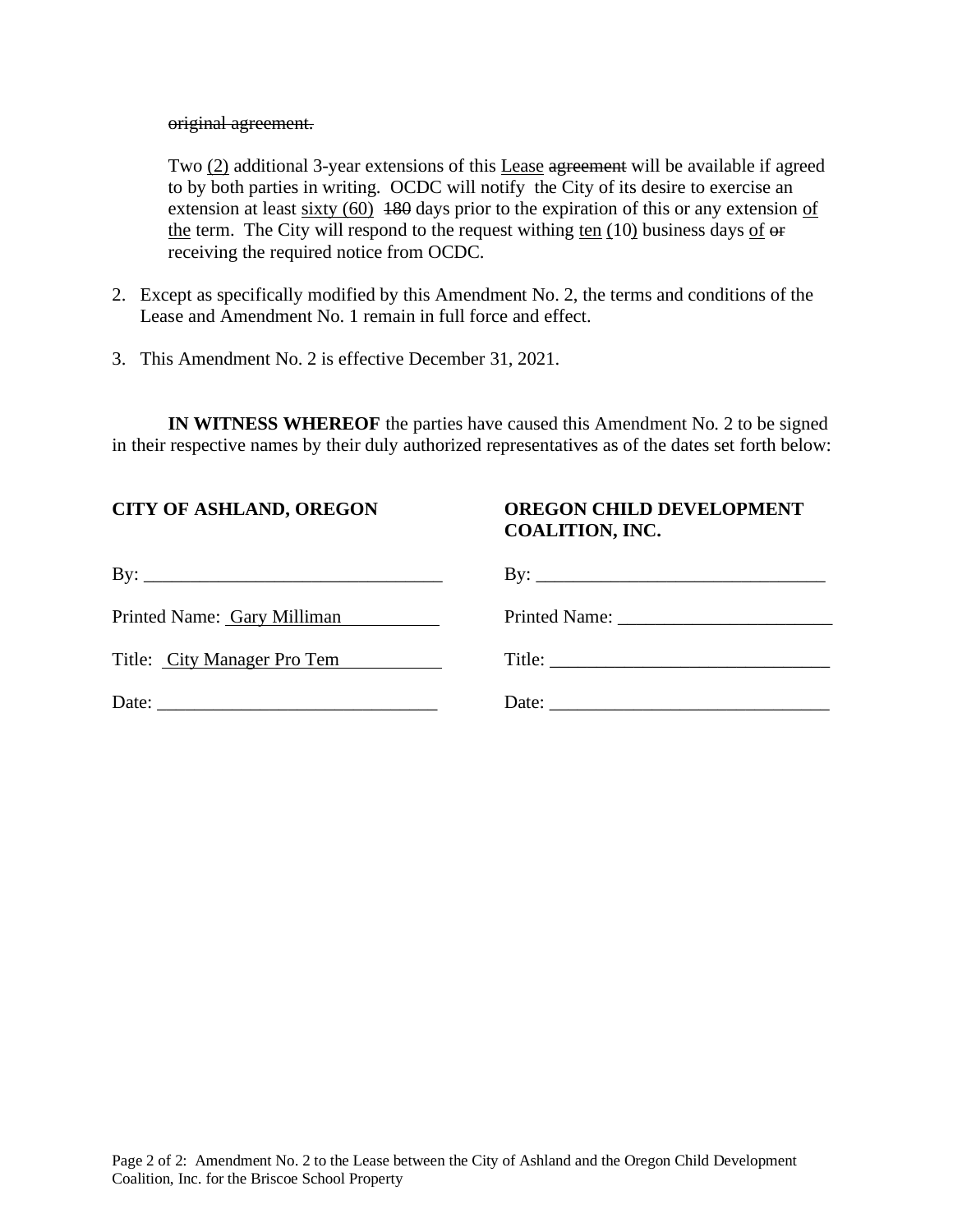~~original agreement.~~

Two <u>(2)</u> additional 3-year extensions of this <u>Lease</u> ~~agreement~~ will be available if agreed to by both parties in writing. OCDC will notify the City of its desire to exercise an extension at least <u>sixty (60)</u> ~~180~~ days prior to the expiration of this or any extension <u>of the</u> term. The City will respond to the request withing <u>ten</u> <u>(</u>10<u>)</u> business days <u>of</u> ~~or~~ receiving the required notice from OCDC.

2. Except as specifically modified by this Amendment No. 2, the terms and conditions of the Lease and Amendment No. 1 remain in full force and effect.

3. This Amendment No. 2 is effective December 31, 2021.

**IN WITNESS WHEREOF** the parties have caused this Amendment No. 2 to be signed in their respective names by their duly authorized representatives as of the dates set forth below:

**CITY OF ASHLAND, OREGON**

By: ______________________________

Printed Name: <u>Gary Milliman</u>

Title: <u>City Manager Pro Tem</u>

Date: ______________________________

**OREGON CHILD DEVELOPMENT COALITION, INC.**

By: ______________________________

Printed Name: ______________________________

Title: ______________________________

Date: ______________________________